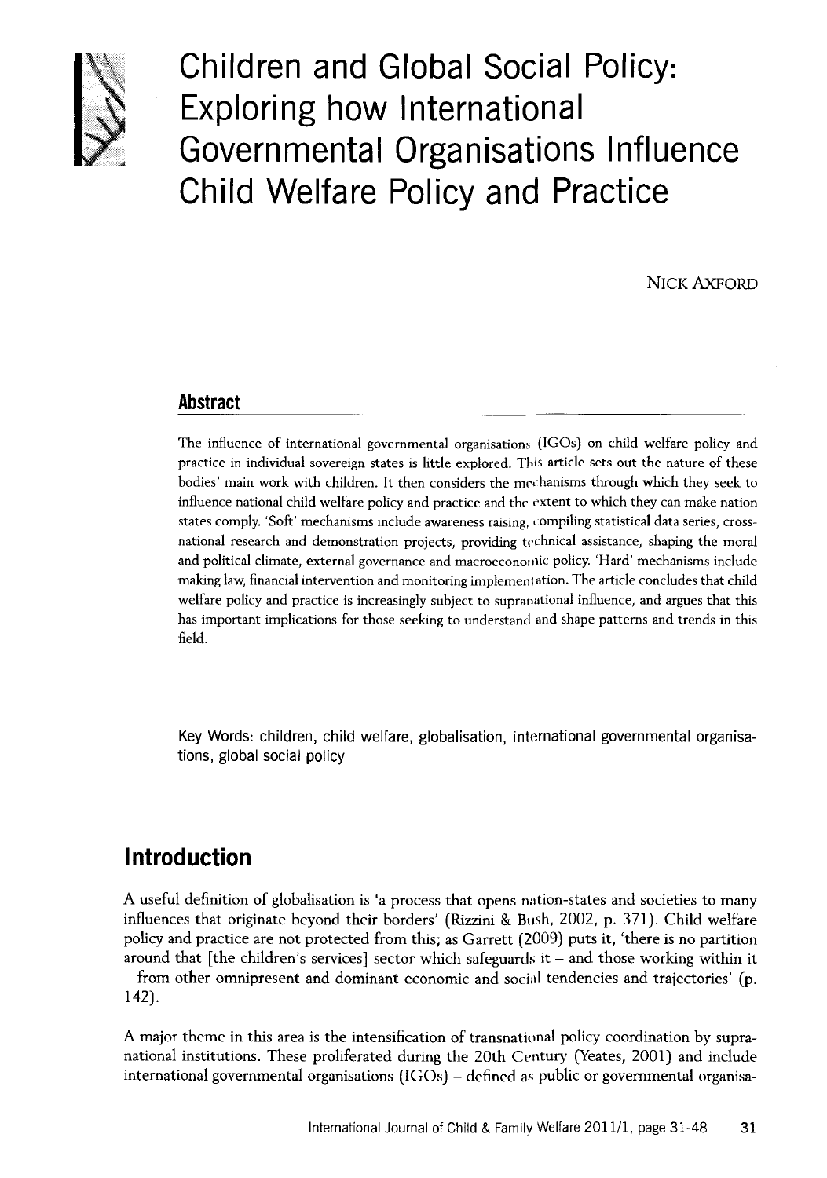# Children and Global Social Policy: Exploring how International Governmental Organisations Influence Child Welfare Policy and Practice

NICK AXFORD

## Abstract

The influence of international governmental organisations (IGOs) on child welfare policy and practice in individual sovereign states is little explored. This article sets out the nature of these bodies' main work with children. It then considers the mechanisms through which they seek to influence national child welfare policy and practice and the extent to which they can make nation states comply. 'Soft' mechanisms include awareness raising, compiling statistical data series, cross-national research and demonstration projects, providing technical assistance, shaping the moral and political climate, external governance and macroeconomic policy. 'Hard' mechanisms include making law, financial intervention and monitoring implementation. The article concludes that child welfare policy and practice is increasingly subject to supranational influence, and argues that this has important implications for those seeking to understand and shape patterns and trends in this field.

Key Words: children, child welfare, globalisation, international governmental organisations, global social policy

## Introduction

A useful definition of globalisation is 'a process that opens nation-states and societies to many influences that originate beyond their borders' (Rizzini & Bush, 2002, p. 371). Child welfare policy and practice are not protected from this; as Garrett (2009) puts it, 'there is no partition around that [the children's services] sector which safeguards it – and those working within it – from other omnipresent and dominant economic and social tendencies and trajectories' (p. 142).

A major theme in this area is the intensification of transnational policy coordination by supranational institutions. These proliferated during the 20th Century (Yeates, 2001) and include international governmental organisations (IGOs) – defined as public or governmental organisa-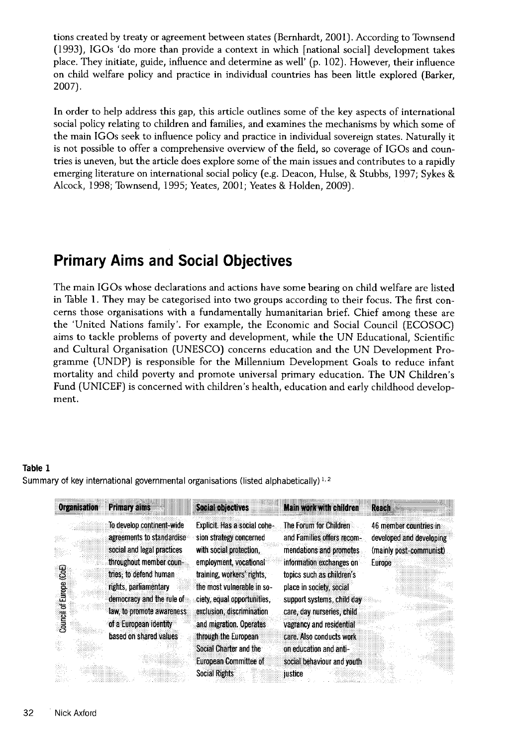tions created by treaty or agreement between states (Bernhardt, 2001). According to Townsend (1993), IGOs 'do more than provide a context in which [national social] development takes place. They initiate, guide, influence and determine as well' (p. 102). However, their influence on child welfare policy and practice in individual countries has been little explored (Barker, 2007).

In order to help address this gap, this article outlines some of the key aspects of international social policy relating to children and families, and examines the mechanisms by which some of the main IGOs seek to influence policy and practice in individual sovereign states. Naturally it is not possible to offer a comprehensive overview of the field, so coverage of IGOs and countries is uneven, but the article does explore some of the main issues and contributes to a rapidly emerging literature on international social policy (e.g. Deacon, Hulse, & Stubbs, 1997; Sykes & Alcock, 1998; Townsend, 1995; Yeates, 2001; Yeates & Holden, 2009).

## Primary Aims and Social Objectives

The main IGOs whose declarations and actions have some bearing on child welfare are listed in Table 1. They may be categorised into two groups according to their focus. The first concerns those organisations with a fundamentally humanitarian brief. Chief among these are the 'United Nations family'. For example, the Economic and Social Council (ECOSOC) aims to tackle problems of poverty and development, while the UN Educational, Scientific and Cultural Organisation (UNESCO) concerns education and the UN Development Programme (UNDP) is responsible for the Millennium Development Goals to reduce infant mortality and child poverty and promote universal primary education. The UN Children's Fund (UNICEF) is concerned with children's health, education and early childhood development.

**Table 1**

Summary of key international governmental organisations (listed alphabetically) [1, 2]

| Organisation | Primary aims | Social objectives | Main work with children | Reach |
|---|---|---|---|---|
| Council of Europe (CoE) | To develop continent-wide agreements to standardise social and legal practices throughout member countries; to defend human rights, parliamentary democracy and the rule of law, to promote awareness of a European identity based on shared values | Explicit. Has a social cohesion strategy concerned with social protection, employment, vocational training, workers' rights, the most vulnerable in society, equal opportunities, exclusion, discrimination and migration. Operates through the European Social Charter and the European Committee of Social Rights | The Forum for Children and Families offers recommendations and promotes information exchanges on topics such as children's place in society, social support systems, child day care, day nurseries, child vagrancy and residential care. Also conducts work on education and anti-social behaviour and youth justice | 46 member countries in developed and developing (mainly post-communist) Europe |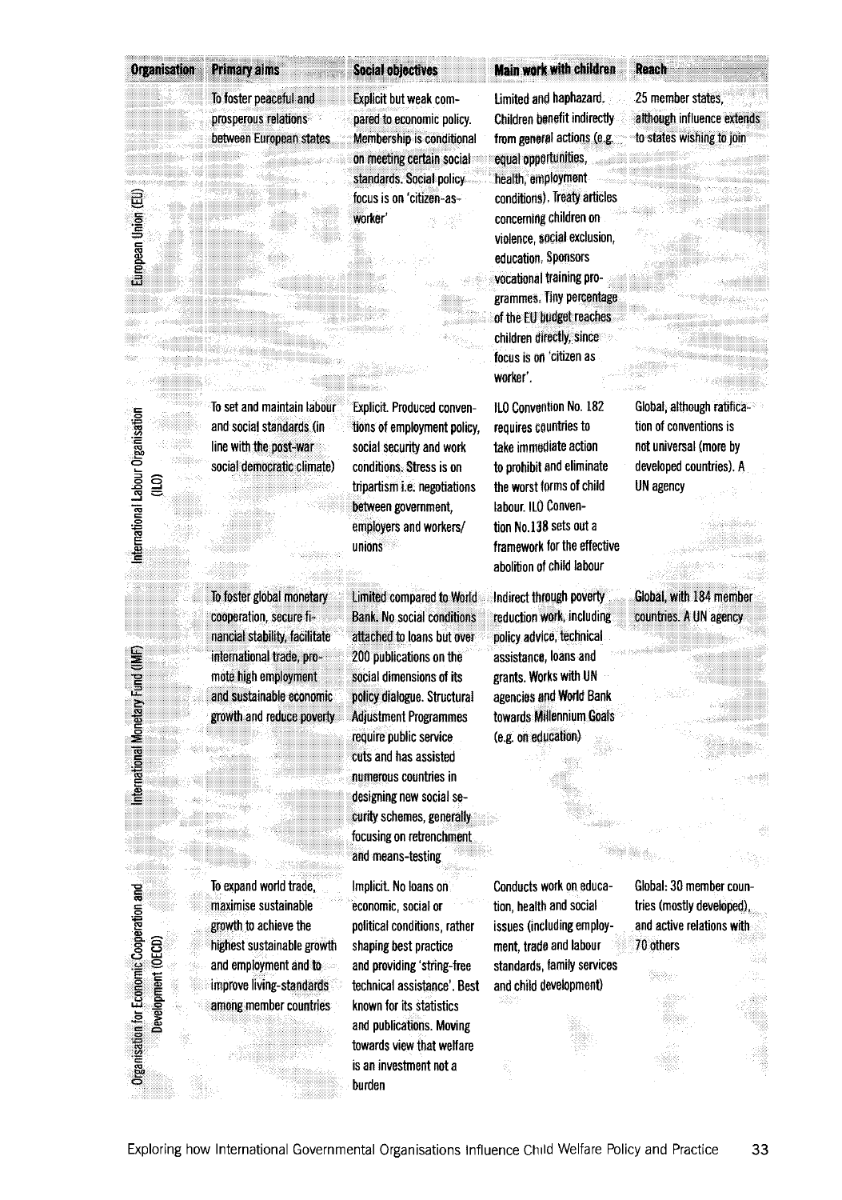| Organisation | Primary aims | Social objectives | Main work with children | Reach |
|---|---|---|---|---|
| European Union (EU) | To foster peaceful and prosperous relations between European states | Explicit but weak compared to economic policy. Membership is conditional on meeting certain social standards. Social policy focus is on 'citizen-as-worker' | Limited and haphazard. Children benefit indirectly from general actions (e.g. equal opportunities, health, employment conditions). Treaty articles concerning children on violence, social exclusion, education. Sponsors vocational training programmes. Tiny percentage of the EU budget reaches children directly, since focus is on 'citizen as worker'. | 25 member states, although influence extends to states wishing to join |
| International Labour Organisation (ILO) | To set and maintain labour and social standards (in line with the post-war social democratic climate) | Explicit. Produced conventions of employment policy, social security and work conditions. Stress is on tripartism i.e. negotiations between government, employers and workers/unions | ILO Convention No. 182 requires countries to take immediate action to prohibit and eliminate the worst forms of child labour. ILO Convention No.138 sets out a framework for the effective abolition of child labour | Global, although ratification of conventions is not universal (more by developed countries). A UN agency |
| International Monetary Fund (IMF) | To foster global monetary cooperation, secure financial stability, facilitate international trade, promote high employment and sustainable economic growth and reduce poverty | Limited compared to World Bank. No social conditions attached to loans but over 200 publications on the social dimensions of its policy dialogue. Structural Adjustment Programmes require public service cuts and has assisted numerous countries in designing new social security schemes, generally focusing on retrenchment and means-testing | Indirect through poverty reduction work, including policy advice, technical assistance, loans and grants. Works with UN agencies and World Bank towards Millennium Goals (e.g. on education) | Global, with 184 member countries. A UN agency |
| Organisation for Economic Cooperation and Development (OECD) | To expand world trade, maximise sustainable growth to achieve the highest sustainable growth and employment and to improve living-standards among member countries | Implicit. No loans on economic, social or political conditions, rather shaping best practice and providing 'string-free technical assistance'. Best known for its statistics and publications. Moving towards view that welfare is an investment not a burden | Conducts work on education, health and social issues (including employment, trade and labour standards, family services and child development) | Global: 30 member countries (mostly developed), and active relations with 70 others |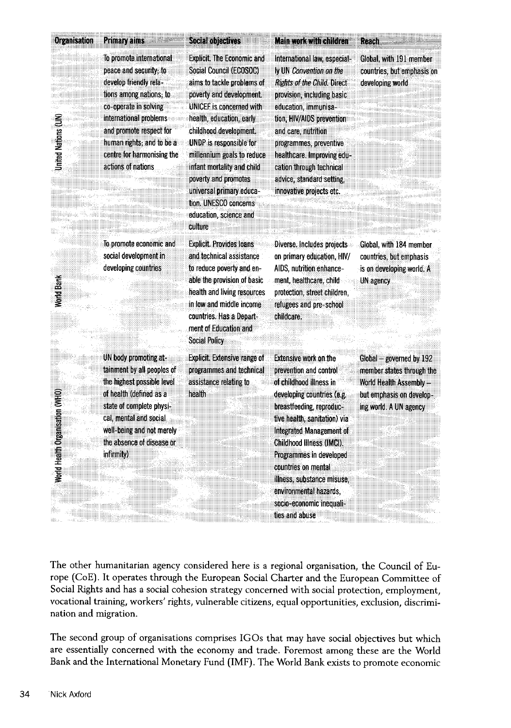| Organisation | Primary aims | Social objectives | Main work with children | Reach |
|---|---|---|---|---|
| United Nations (UN) | To promote international peace and security; to develop friendly relations among nations; to co-operate in solving international problems and promote respect for human rights; and to be a centre for harmonising the actions of nations | Explicit. The Economic and Social Council (ECOSOC) aims to tackle problems of poverty and development. UNICEF is concerned with health, education, early childhood development. UNDP is responsible for millennium goals to reduce infant mortality and child poverty and promotes universal primary education. UNESCO concerns education, science and culture | International law, especially UN *Convention on the Rights of the Child*. Direct provision, including basic education, immunisation, HIV/AIDS prevention and care, nutrition programmes, preventive healthcare. Improving education through technical advice, standard setting, innovative projects etc. | Global, with 191 member countries, but emphasis on developing world |
| World Bank | To promote economic and social development in developing countries | Explicit. Provides loans and technical assistance to reduce poverty and enable the provision of basic health and living resources in low and middle income countries. Has a Department of Education and Social Policy | Diverse. Includes projects on primary education, HIV/AIDS, nutrition enhancement, healthcare, child protection, street children, refugees and pre-school childcare. | Global, with 184 member countries, but emphasis is on developing world. A UN agency |
| World Health Organisation (WHO) | UN body promoting attainment by all peoples of the highest possible level of health (defined as a state of complete physical, mental and social well-being and not merely the absence of disease or infirmity) | Explicit. Extensive range of programmes and technical assistance relating to health | Extensive work on the prevention and control of childhood illness in developing countries (e.g. breastfeeding, reproductive health, sanitation) via Integrated Management of Childhood Illness (IMCI). Programmes in developed countries on mental illness, substance misuse, environmental hazards, socio-economic inequalities and abuse | Global – governed by 192 member states through the World Health Assembly – but emphasis on developing world. A UN agency |

The other humanitarian agency considered here is a regional organisation, the Council of Europe (CoE). It operates through the European Social Charter and the European Committee of Social Rights and has a social cohesion strategy concerned with social protection, employment, vocational training, workers' rights, vulnerable citizens, equal opportunities, exclusion, discrimination and migration.

The second group of organisations comprises IGOs that may have social objectives but which are essentially concerned with the economy and trade. Foremost among these are the World Bank and the International Monetary Fund (IMF). The World Bank exists to promote economic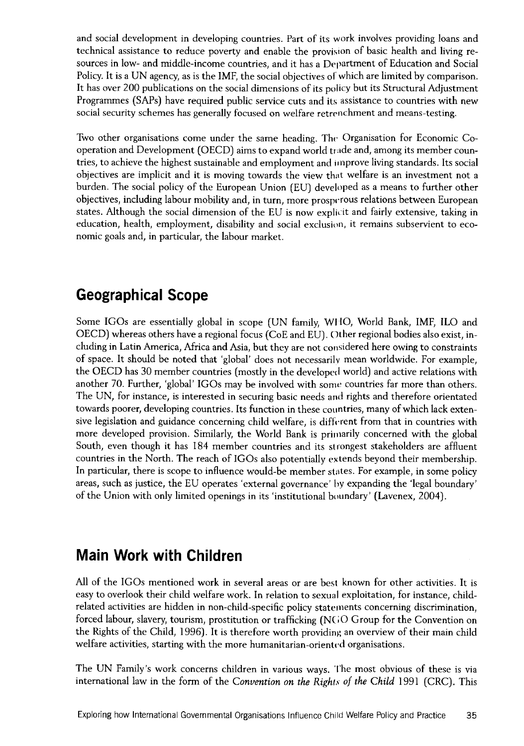and social development in developing countries. Part of its work involves providing loans and technical assistance to reduce poverty and enable the provision of basic health and living resources in low- and middle-income countries, and it has a Department of Education and Social Policy. It is a UN agency, as is the IMF, the social objectives of which are limited by comparison. It has over 200 publications on the social dimensions of its policy but its Structural Adjustment Programmes (SAPs) have required public service cuts and its assistance to countries with new social security schemes has generally focused on welfare retrenchment and means-testing.

Two other organisations come under the same heading. The Organisation for Economic Co-operation and Development (OECD) aims to expand world trade and, among its member countries, to achieve the highest sustainable and employment and improve living standards. Its social objectives are implicit and it is moving towards the view that welfare is an investment not a burden. The social policy of the European Union (EU) developed as a means to further other objectives, including labour mobility and, in turn, more prosperous relations between European states. Although the social dimension of the EU is now explicit and fairly extensive, taking in education, health, employment, disability and social exclusion, it remains subservient to economic goals and, in particular, the labour market.

## Geographical Scope

Some IGOs are essentially global in scope (UN family, WHO, World Bank, IMF, ILO and OECD) whereas others have a regional focus (CoE and EU). Other regional bodies also exist, including in Latin America, Africa and Asia, but they are not considered here owing to constraints of space. It should be noted that 'global' does not necessarily mean worldwide. For example, the OECD has 30 member countries (mostly in the developed world) and active relations with another 70. Further, 'global' IGOs may be involved with some countries far more than others. The UN, for instance, is interested in securing basic needs and rights and therefore orientated towards poorer, developing countries. Its function in these countries, many of which lack extensive legislation and guidance concerning child welfare, is different from that in countries with more developed provision. Similarly, the World Bank is primarily concerned with the global South, even though it has 184 member countries and its strongest stakeholders are affluent countries in the North. The reach of IGOs also potentially extends beyond their membership. In particular, there is scope to influence would-be member states. For example, in some policy areas, such as justice, the EU operates 'external governance' by expanding the 'legal boundary' of the Union with only limited openings in its 'institutional boundary' (Lavenex, 2004).

## Main Work with Children

All of the IGOs mentioned work in several areas or are best known for other activities. It is easy to overlook their child welfare work. In relation to sexual exploitation, for instance, child-related activities are hidden in non-child-specific policy statements concerning discrimination, forced labour, slavery, tourism, prostitution or trafficking (NGO Group for the Convention on the Rights of the Child, 1996). It is therefore worth providing an overview of their main child welfare activities, starting with the more humanitarian-oriented organisations.

The UN Family's work concerns children in various ways. The most obvious of these is via international law in the form of the *Convention on the Rights of the Child* 1991 (CRC). This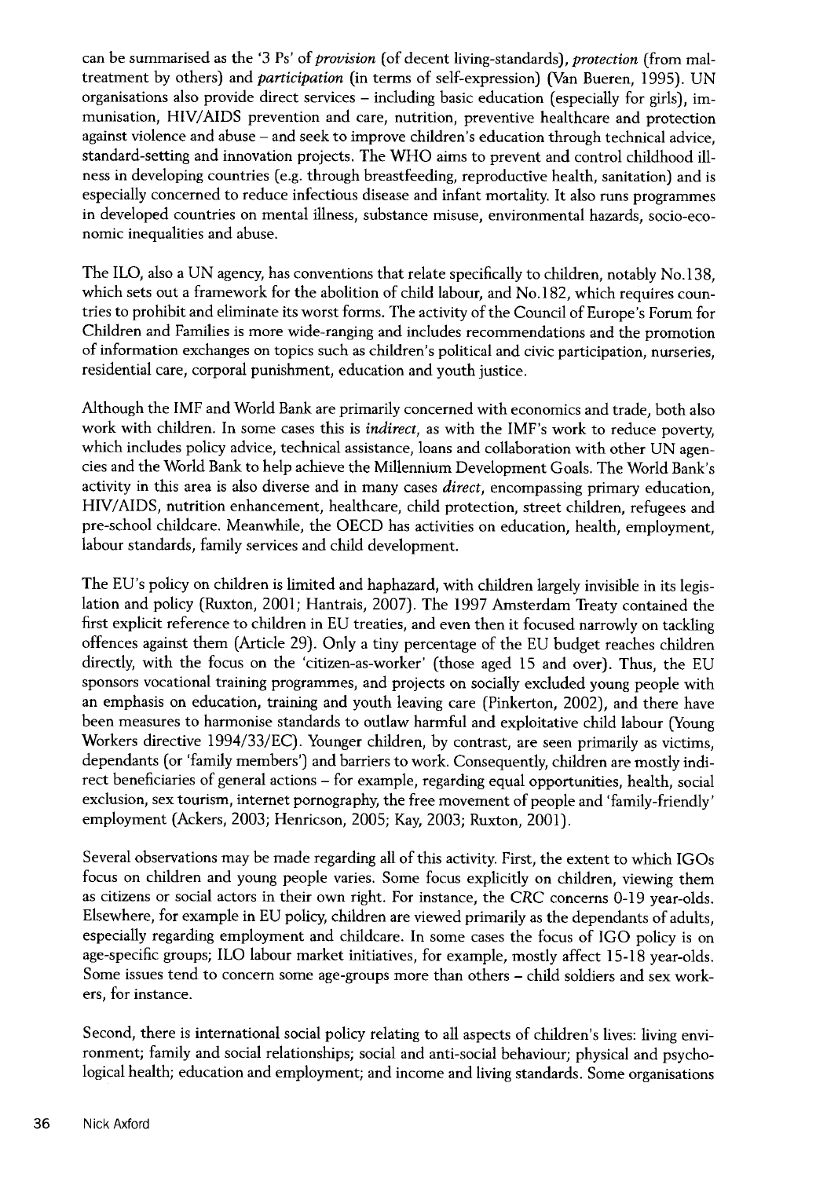can be summarised as the '3 Ps' of *provision* (of decent living-standards), *protection* (from maltreatment by others) and *participation* (in terms of self-expression) (Van Bueren, 1995). UN organisations also provide direct services – including basic education (especially for girls), immunisation, HIV/AIDS prevention and care, nutrition, preventive healthcare and protection against violence and abuse – and seek to improve children's education through technical advice, standard-setting and innovation projects. The WHO aims to prevent and control childhood illness in developing countries (e.g. through breastfeeding, reproductive health, sanitation) and is especially concerned to reduce infectious disease and infant mortality. It also runs programmes in developed countries on mental illness, substance misuse, environmental hazards, socio-economic inequalities and abuse.

The ILO, also a UN agency, has conventions that relate specifically to children, notably No.138, which sets out a framework for the abolition of child labour, and No.182, which requires countries to prohibit and eliminate its worst forms. The activity of the Council of Europe's Forum for Children and Families is more wide-ranging and includes recommendations and the promotion of information exchanges on topics such as children's political and civic participation, nurseries, residential care, corporal punishment, education and youth justice.

Although the IMF and World Bank are primarily concerned with economics and trade, both also work with children. In some cases this is *indirect*, as with the IMF's work to reduce poverty, which includes policy advice, technical assistance, loans and collaboration with other UN agencies and the World Bank to help achieve the Millennium Development Goals. The World Bank's activity in this area is also diverse and in many cases *direct*, encompassing primary education, HIV/AIDS, nutrition enhancement, healthcare, child protection, street children, refugees and pre-school childcare. Meanwhile, the OECD has activities on education, health, employment, labour standards, family services and child development.

The EU's policy on children is limited and haphazard, with children largely invisible in its legislation and policy (Ruxton, 2001; Hantrais, 2007). The 1997 Amsterdam Treaty contained the first explicit reference to children in EU treaties, and even then it focused narrowly on tackling offences against them (Article 29). Only a tiny percentage of the EU budget reaches children directly, with the focus on the 'citizen-as-worker' (those aged 15 and over). Thus, the EU sponsors vocational training programmes, and projects on socially excluded young people with an emphasis on education, training and youth leaving care (Pinkerton, 2002), and there have been measures to harmonise standards to outlaw harmful and exploitative child labour (Young Workers directive 1994/33/EC). Younger children, by contrast, are seen primarily as victims, dependants (or 'family members') and barriers to work. Consequently, children are mostly indirect beneficiaries of general actions – for example, regarding equal opportunities, health, social exclusion, sex tourism, internet pornography, the free movement of people and 'family-friendly' employment (Ackers, 2003; Henricson, 2005; Kay, 2003; Ruxton, 2001).

Several observations may be made regarding all of this activity. First, the extent to which IGOs focus on children and young people varies. Some focus explicitly on children, viewing them as citizens or social actors in their own right. For instance, the CRC concerns 0-19 year-olds. Elsewhere, for example in EU policy, children are viewed primarily as the dependants of adults, especially regarding employment and childcare. In some cases the focus of IGO policy is on age-specific groups; ILO labour market initiatives, for example, mostly affect 15-18 year-olds. Some issues tend to concern some age-groups more than others – child soldiers and sex workers, for instance.

Second, there is international social policy relating to all aspects of children's lives: living environment; family and social relationships; social and anti-social behaviour; physical and psychological health; education and employment; and income and living standards. Some organisations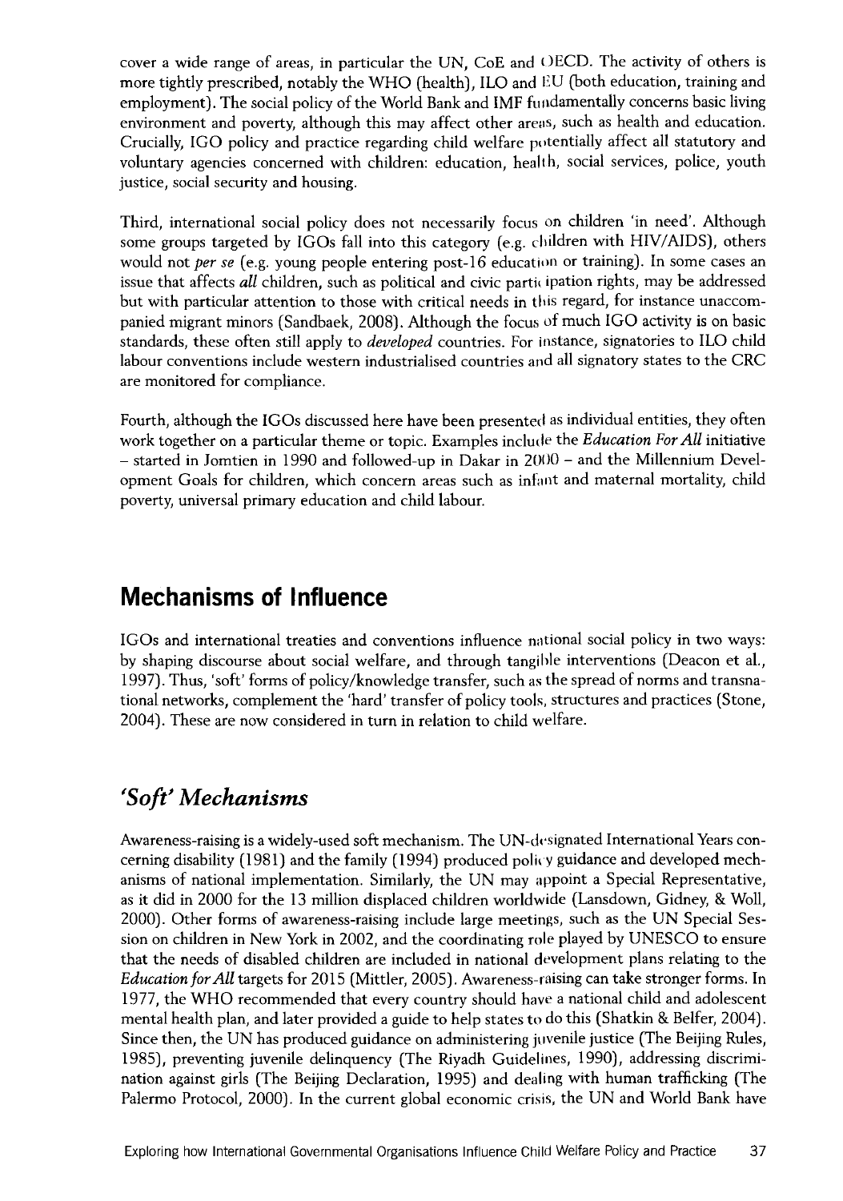cover a wide range of areas, in particular the UN, CoE and OECD. The activity of others is more tightly prescribed, notably the WHO (health), ILO and EU (both education, training and employment). The social policy of the World Bank and IMF fundamentally concerns basic living environment and poverty, although this may affect other areas, such as health and education. Crucially, IGO policy and practice regarding child welfare potentially affect all statutory and voluntary agencies concerned with children: education, health, social services, police, youth justice, social security and housing.

Third, international social policy does not necessarily focus on children 'in need'. Although some groups targeted by IGOs fall into this category (e.g. children with HIV/AIDS), others would not *per se* (e.g. young people entering post-16 education or training). In some cases an issue that affects *all* children, such as political and civic participation rights, may be addressed but with particular attention to those with critical needs in this regard, for instance unaccompanied migrant minors (Sandbaek, 2008). Although the focus of much IGO activity is on basic standards, these often still apply to *developed* countries. For instance, signatories to ILO child labour conventions include western industrialised countries and all signatory states to the CRC are monitored for compliance.

Fourth, although the IGOs discussed here have been presented as individual entities, they often work together on a particular theme or topic. Examples include the *Education For All* initiative – started in Jomtien in 1990 and followed-up in Dakar in 2000 – and the Millennium Development Goals for children, which concern areas such as infant and maternal mortality, child poverty, universal primary education and child labour.

## Mechanisms of Influence

IGOs and international treaties and conventions influence national social policy in two ways: by shaping discourse about social welfare, and through tangible interventions (Deacon et al., 1997). Thus, 'soft' forms of policy/knowledge transfer, such as the spread of norms and transnational networks, complement the 'hard' transfer of policy tools, structures and practices (Stone, 2004). These are now considered in turn in relation to child welfare.

### *'Soft' Mechanisms*

Awareness-raising is a widely-used soft mechanism. The UN-designated International Years concerning disability (1981) and the family (1994) produced policy guidance and developed mechanisms of national implementation. Similarly, the UN may appoint a Special Representative, as it did in 2000 for the 13 million displaced children worldwide (Lansdown, Gidney, & Woll, 2000). Other forms of awareness-raising include large meetings, such as the UN Special Session on children in New York in 2002, and the coordinating role played by UNESCO to ensure that the needs of disabled children are included in national development plans relating to the *Education for All* targets for 2015 (Mittler, 2005). Awareness-raising can take stronger forms. In 1977, the WHO recommended that every country should have a national child and adolescent mental health plan, and later provided a guide to help states to do this (Shatkin & Belfer, 2004). Since then, the UN has produced guidance on administering juvenile justice (The Beijing Rules, 1985), preventing juvenile delinquency (The Riyadh Guidelines, 1990), addressing discrimination against girls (The Beijing Declaration, 1995) and dealing with human trafficking (The Palermo Protocol, 2000). In the current global economic crisis, the UN and World Bank have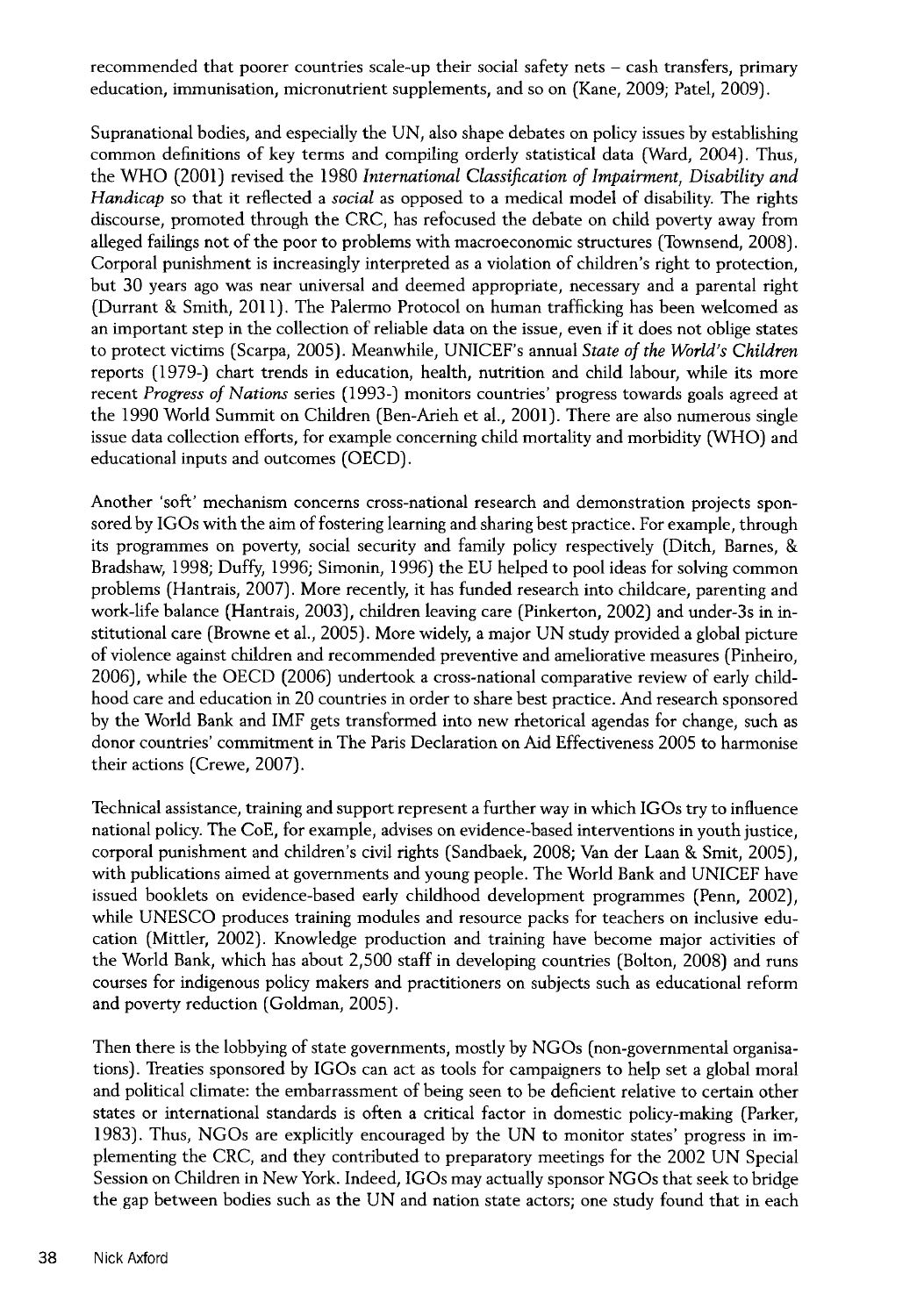recommended that poorer countries scale-up their social safety nets – cash transfers, primary education, immunisation, micronutrient supplements, and so on (Kane, 2009; Patel, 2009).

Supranational bodies, and especially the UN, also shape debates on policy issues by establishing common definitions of key terms and compiling orderly statistical data (Ward, 2004). Thus, the WHO (2001) revised the 1980 *International Classification of Impairment, Disability and Handicap* so that it reflected a *social* as opposed to a medical model of disability. The rights discourse, promoted through the CRC, has refocused the debate on child poverty away from alleged failings not of the poor to problems with macroeconomic structures (Townsend, 2008). Corporal punishment is increasingly interpreted as a violation of children's right to protection, but 30 years ago was near universal and deemed appropriate, necessary and a parental right (Durrant & Smith, 2011). The Palermo Protocol on human trafficking has been welcomed as an important step in the collection of reliable data on the issue, even if it does not oblige states to protect victims (Scarpa, 2005). Meanwhile, UNICEF's annual *State of the World's Children* reports (1979-) chart trends in education, health, nutrition and child labour, while its more recent *Progress of Nations* series (1993-) monitors countries' progress towards goals agreed at the 1990 World Summit on Children (Ben-Arieh et al., 2001). There are also numerous single issue data collection efforts, for example concerning child mortality and morbidity (WHO) and educational inputs and outcomes (OECD).

Another 'soft' mechanism concerns cross-national research and demonstration projects sponsored by IGOs with the aim of fostering learning and sharing best practice. For example, through its programmes on poverty, social security and family policy respectively (Ditch, Barnes, & Bradshaw, 1998; Duffy, 1996; Simonin, 1996) the EU helped to pool ideas for solving common problems (Hantrais, 2007). More recently, it has funded research into childcare, parenting and work-life balance (Hantrais, 2003), children leaving care (Pinkerton, 2002) and under-3s in institutional care (Browne et al., 2005). More widely, a major UN study provided a global picture of violence against children and recommended preventive and ameliorative measures (Pinheiro, 2006), while the OECD (2006) undertook a cross-national comparative review of early childhood care and education in 20 countries in order to share best practice. And research sponsored by the World Bank and IMF gets transformed into new rhetorical agendas for change, such as donor countries' commitment in The Paris Declaration on Aid Effectiveness 2005 to harmonise their actions (Crewe, 2007).

Technical assistance, training and support represent a further way in which IGOs try to influence national policy. The CoE, for example, advises on evidence-based interventions in youth justice, corporal punishment and children's civil rights (Sandbaek, 2008; Van der Laan & Smit, 2005), with publications aimed at governments and young people. The World Bank and UNICEF have issued booklets on evidence-based early childhood development programmes (Penn, 2002), while UNESCO produces training modules and resource packs for teachers on inclusive education (Mittler, 2002). Knowledge production and training have become major activities of the World Bank, which has about 2,500 staff in developing countries (Bolton, 2008) and runs courses for indigenous policy makers and practitioners on subjects such as educational reform and poverty reduction (Goldman, 2005).

Then there is the lobbying of state governments, mostly by NGOs (non-governmental organisations). Treaties sponsored by IGOs can act as tools for campaigners to help set a global moral and political climate: the embarrassment of being seen to be deficient relative to certain other states or international standards is often a critical factor in domestic policy-making (Parker, 1983). Thus, NGOs are explicitly encouraged by the UN to monitor states' progress in implementing the CRC, and they contributed to preparatory meetings for the 2002 UN Special Session on Children in New York. Indeed, IGOs may actually sponsor NGOs that seek to bridge the gap between bodies such as the UN and nation state actors; one study found that in each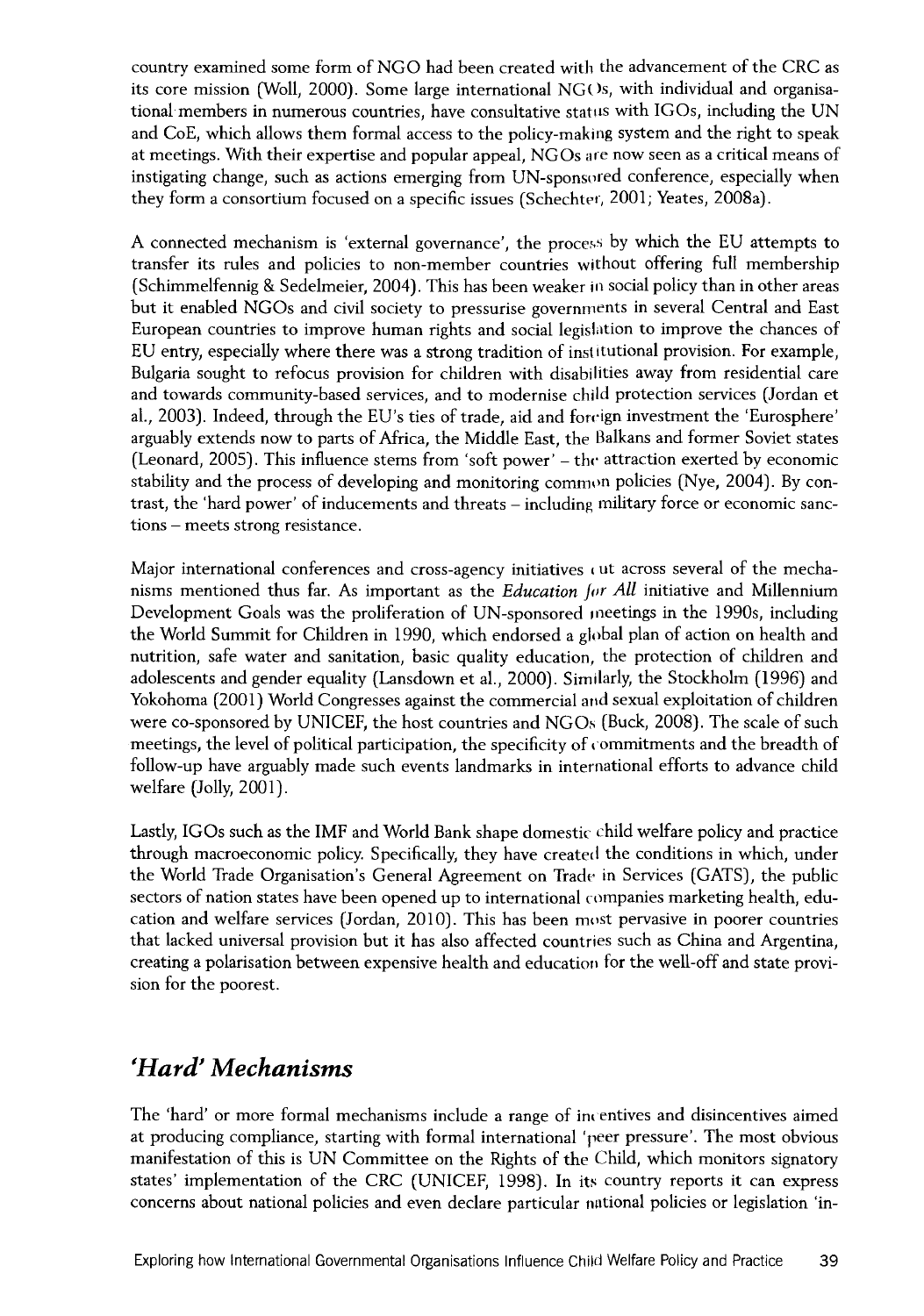country examined some form of NGO had been created with the advancement of the CRC as its core mission (Woll, 2000). Some large international NGOs, with individual and organisational members in numerous countries, have consultative status with IGOs, including the UN and CoE, which allows them formal access to the policy-making system and the right to speak at meetings. With their expertise and popular appeal, NGOs are now seen as a critical means of instigating change, such as actions emerging from UN-sponsored conference, especially when they form a consortium focused on a specific issues (Schechter, 2001; Yeates, 2008a).

A connected mechanism is 'external governance', the process by which the EU attempts to transfer its rules and policies to non-member countries without offering full membership (Schimmelfennig & Sedelmeier, 2004). This has been weaker in social policy than in other areas but it enabled NGOs and civil society to pressurise governments in several Central and East European countries to improve human rights and social legislation to improve the chances of EU entry, especially where there was a strong tradition of institutional provision. For example, Bulgaria sought to refocus provision for children with disabilities away from residential care and towards community-based services, and to modernise child protection services (Jordan et al., 2003). Indeed, through the EU's ties of trade, aid and foreign investment the 'Eurosphere' arguably extends now to parts of Africa, the Middle East, the Balkans and former Soviet states (Leonard, 2005). This influence stems from 'soft power' – the attraction exerted by economic stability and the process of developing and monitoring common policies (Nye, 2004). By contrast, the 'hard power' of inducements and threats – including military force or economic sanctions – meets strong resistance.

Major international conferences and cross-agency initiatives cut across several of the mechanisms mentioned thus far. As important as the *Education for All* initiative and Millennium Development Goals was the proliferation of UN-sponsored meetings in the 1990s, including the World Summit for Children in 1990, which endorsed a global plan of action on health and nutrition, safe water and sanitation, basic quality education, the protection of children and adolescents and gender equality (Lansdown et al., 2000). Similarly, the Stockholm (1996) and Yokohoma (2001) World Congresses against the commercial and sexual exploitation of children were co-sponsored by UNICEF, the host countries and NGOs (Buck, 2008). The scale of such meetings, the level of political participation, the specificity of commitments and the breadth of follow-up have arguably made such events landmarks in international efforts to advance child welfare (Jolly, 2001).

Lastly, IGOs such as the IMF and World Bank shape domestic child welfare policy and practice through macroeconomic policy. Specifically, they have created the conditions in which, under the World Trade Organisation's General Agreement on Trade in Services (GATS), the public sectors of nation states have been opened up to international companies marketing health, education and welfare services (Jordan, 2010). This has been most pervasive in poorer countries that lacked universal provision but it has also affected countries such as China and Argentina, creating a polarisation between expensive health and education for the well-off and state provision for the poorest.

## *'Hard' Mechanisms*

The 'hard' or more formal mechanisms include a range of incentives and disincentives aimed at producing compliance, starting with formal international 'peer pressure'. The most obvious manifestation of this is UN Committee on the Rights of the Child, which monitors signatory states' implementation of the CRC (UNICEF, 1998). In its country reports it can express concerns about national policies and even declare particular national policies or legislation 'in-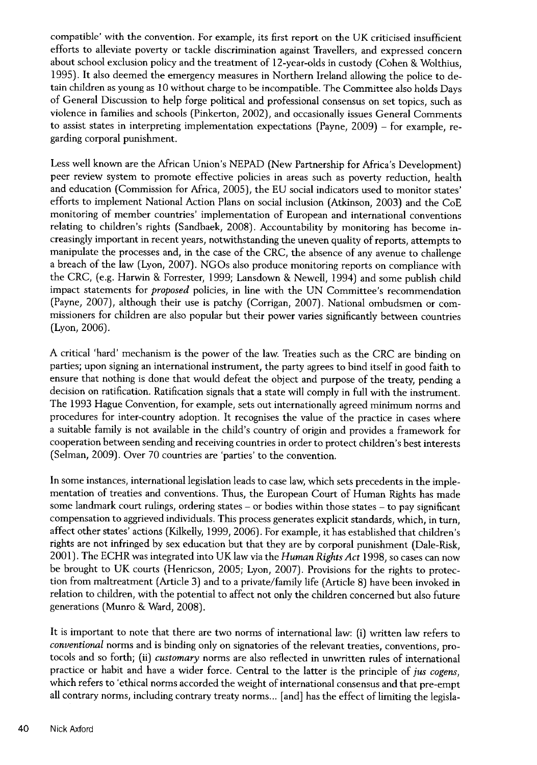compatible' with the convention. For example, its first report on the UK criticised insufficient efforts to alleviate poverty or tackle discrimination against Travellers, and expressed concern about school exclusion policy and the treatment of 12-year-olds in custody (Cohen & Wolthius, 1995). It also deemed the emergency measures in Northern Ireland allowing the police to detain children as young as 10 without charge to be incompatible. The Committee also holds Days of General Discussion to help forge political and professional consensus on set topics, such as violence in families and schools (Pinkerton, 2002), and occasionally issues General Comments to assist states in interpreting implementation expectations (Payne, 2009) – for example, regarding corporal punishment.

Less well known are the African Union's NEPAD (New Partnership for Africa's Development) peer review system to promote effective policies in areas such as poverty reduction, health and education (Commission for Africa, 2005), the EU social indicators used to monitor states' efforts to implement National Action Plans on social inclusion (Atkinson, 2003) and the CoE monitoring of member countries' implementation of European and international conventions relating to children's rights (Sandbaek, 2008). Accountability by monitoring has become increasingly important in recent years, notwithstanding the uneven quality of reports, attempts to manipulate the processes and, in the case of the CRC, the absence of any avenue to challenge a breach of the law (Lyon, 2007). NGOs also produce monitoring reports on compliance with the CRC, (e.g. Harwin & Forrester, 1999; Lansdown & Newell, 1994) and some publish child impact statements for *proposed* policies, in line with the UN Committee's recommendation (Payne, 2007), although their use is patchy (Corrigan, 2007). National ombudsmen or commissioners for children are also popular but their power varies significantly between countries (Lyon, 2006).

A critical 'hard' mechanism is the power of the law. Treaties such as the CRC are binding on parties; upon signing an international instrument, the party agrees to bind itself in good faith to ensure that nothing is done that would defeat the object and purpose of the treaty, pending a decision on ratification. Ratification signals that a state will comply in full with the instrument. The 1993 Hague Convention, for example, sets out internationally agreed minimum norms and procedures for inter-country adoption. It recognises the value of the practice in cases where a suitable family is not available in the child's country of origin and provides a framework for cooperation between sending and receiving countries in order to protect children's best interests (Selman, 2009). Over 70 countries are 'parties' to the convention.

In some instances, international legislation leads to case law, which sets precedents in the implementation of treaties and conventions. Thus, the European Court of Human Rights has made some landmark court rulings, ordering states – or bodies within those states – to pay significant compensation to aggrieved individuals. This process generates explicit standards, which, in turn, affect other states' actions (Kilkelly, 1999, 2006). For example, it has established that children's rights are not infringed by sex education but that they are by corporal punishment (Dale-Risk, 2001). The ECHR was integrated into UK law via the *Human Rights Act* 1998, so cases can now be brought to UK courts (Henricson, 2005; Lyon, 2007). Provisions for the rights to protection from maltreatment (Article 3) and to a private/family life (Article 8) have been invoked in relation to children, with the potential to affect not only the children concerned but also future generations (Munro & Ward, 2008).

It is important to note that there are two norms of international law: (i) written law refers to *conventional* norms and is binding only on signatories of the relevant treaties, conventions, protocols and so forth; (ii) *customary* norms are also reflected in unwritten rules of international practice or habit and have a wider force. Central to the latter is the principle of *jus cogens*, which refers to 'ethical norms accorded the weight of international consensus and that pre-empt all contrary norms, including contrary treaty norms... [and] has the effect of limiting the legisla-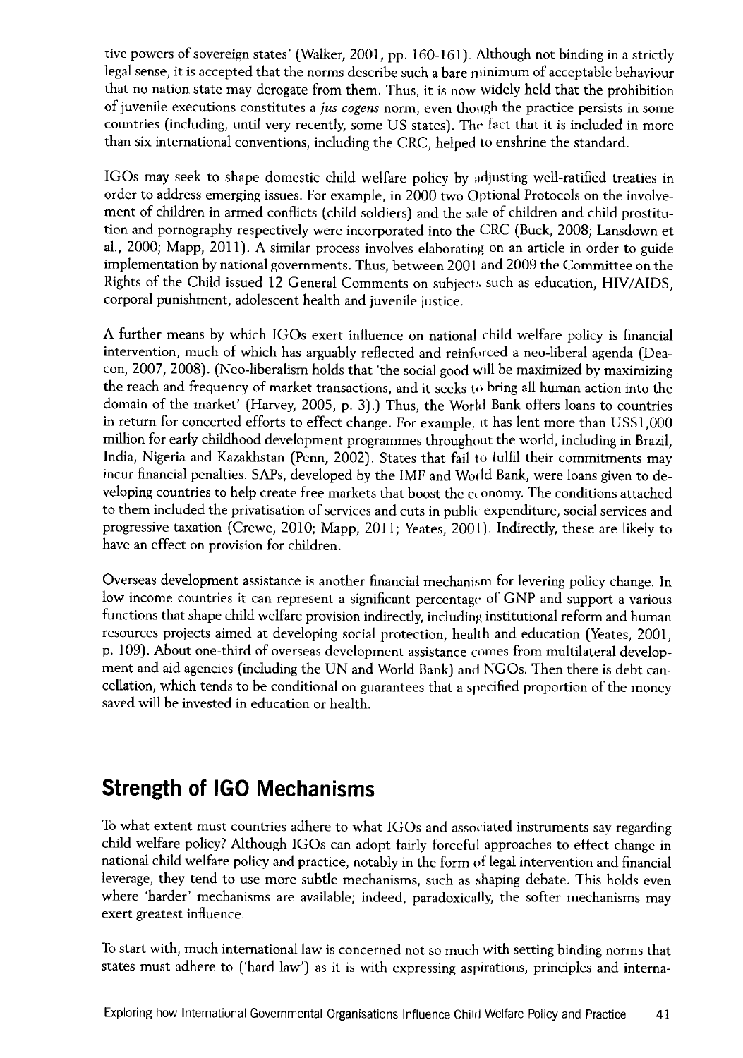tive powers of sovereign states' (Walker, 2001, pp. 160-161). Although not binding in a strictly legal sense, it is accepted that the norms describe such a bare minimum of acceptable behaviour that no nation state may derogate from them. Thus, it is now widely held that the prohibition of juvenile executions constitutes a *jus cogens* norm, even though the practice persists in some countries (including, until very recently, some US states). The fact that it is included in more than six international conventions, including the CRC, helped to enshrine the standard.

IGOs may seek to shape domestic child welfare policy by adjusting well-ratified treaties in order to address emerging issues. For example, in 2000 two Optional Protocols on the involvement of children in armed conflicts (child soldiers) and the sale of children and child prostitution and pornography respectively were incorporated into the CRC (Buck, 2008; Lansdown et al., 2000; Mapp, 2011). A similar process involves elaborating on an article in order to guide implementation by national governments. Thus, between 2001 and 2009 the Committee on the Rights of the Child issued 12 General Comments on subjects such as education, HIV/AIDS, corporal punishment, adolescent health and juvenile justice.

A further means by which IGOs exert influence on national child welfare policy is financial intervention, much of which has arguably reflected and reinforced a neo-liberal agenda (Deacon, 2007, 2008). (Neo-liberalism holds that 'the social good will be maximized by maximizing the reach and frequency of market transactions, and it seeks to bring all human action into the domain of the market' (Harvey, 2005, p. 3).) Thus, the World Bank offers loans to countries in return for concerted efforts to effect change. For example, it has lent more than US$1,000 million for early childhood development programmes throughout the world, including in Brazil, India, Nigeria and Kazakhstan (Penn, 2002). States that fail to fulfil their commitments may incur financial penalties. SAPs, developed by the IMF and World Bank, were loans given to developing countries to help create free markets that boost the economy. The conditions attached to them included the privatisation of services and cuts in public expenditure, social services and progressive taxation (Crewe, 2010; Mapp, 2011; Yeates, 2001). Indirectly, these are likely to have an effect on provision for children.

Overseas development assistance is another financial mechanism for levering policy change. In low income countries it can represent a significant percentage of GNP and support a various functions that shape child welfare provision indirectly, including institutional reform and human resources projects aimed at developing social protection, health and education (Yeates, 2001, p. 109). About one-third of overseas development assistance comes from multilateral development and aid agencies (including the UN and World Bank) and NGOs. Then there is debt cancellation, which tends to be conditional on guarantees that a specified proportion of the money saved will be invested in education or health.

## Strength of IGO Mechanisms

To what extent must countries adhere to what IGOs and associated instruments say regarding child welfare policy? Although IGOs can adopt fairly forceful approaches to effect change in national child welfare policy and practice, notably in the form of legal intervention and financial leverage, they tend to use more subtle mechanisms, such as shaping debate. This holds even where 'harder' mechanisms are available; indeed, paradoxically, the softer mechanisms may exert greatest influence.

To start with, much international law is concerned not so much with setting binding norms that states must adhere to ('hard law') as it is with expressing aspirations, principles and interna-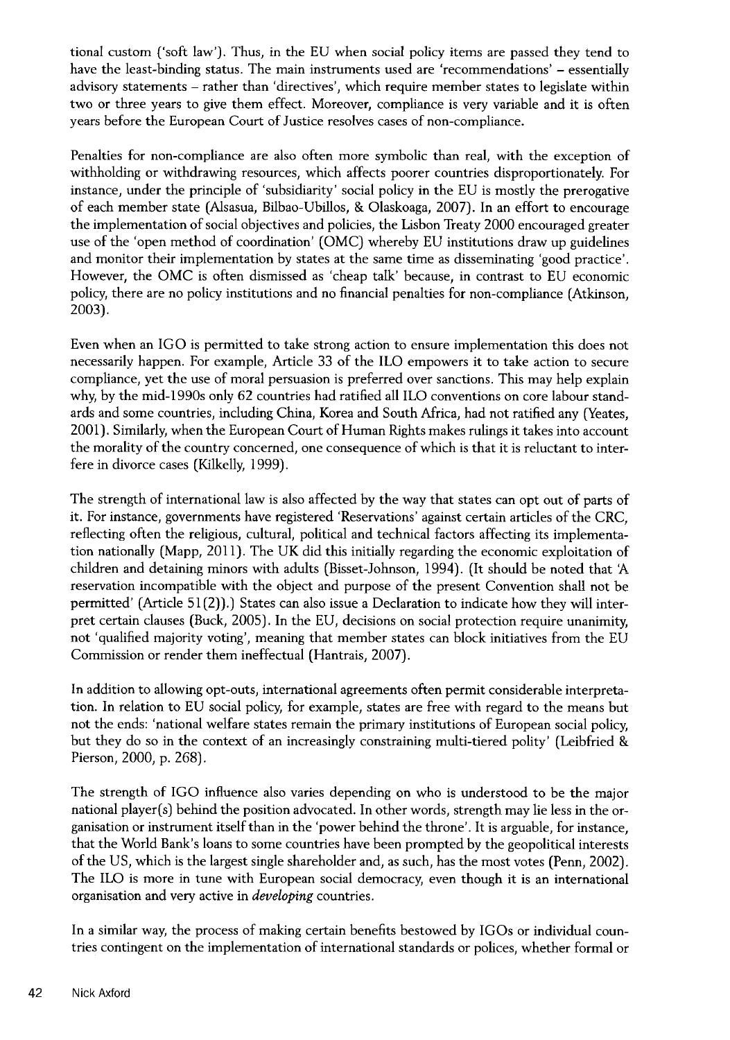tional custom ('soft law'). Thus, in the EU when social policy items are passed they tend to have the least-binding status. The main instruments used are 'recommendations' – essentially advisory statements – rather than 'directives', which require member states to legislate within two or three years to give them effect. Moreover, compliance is very variable and it is often years before the European Court of Justice resolves cases of non-compliance.

Penalties for non-compliance are also often more symbolic than real, with the exception of withholding or withdrawing resources, which affects poorer countries disproportionately. For instance, under the principle of 'subsidiarity' social policy in the EU is mostly the prerogative of each member state (Alsasua, Bilbao-Ubillos, & Olaskoaga, 2007). In an effort to encourage the implementation of social objectives and policies, the Lisbon Treaty 2000 encouraged greater use of the 'open method of coordination' (OMC) whereby EU institutions draw up guidelines and monitor their implementation by states at the same time as disseminating 'good practice'. However, the OMC is often dismissed as 'cheap talk' because, in contrast to EU economic policy, there are no policy institutions and no financial penalties for non-compliance (Atkinson, 2003).

Even when an IGO is permitted to take strong action to ensure implementation this does not necessarily happen. For example, Article 33 of the ILO empowers it to take action to secure compliance, yet the use of moral persuasion is preferred over sanctions. This may help explain why, by the mid-1990s only 62 countries had ratified all ILO conventions on core labour standards and some countries, including China, Korea and South Africa, had not ratified any (Yeates, 2001). Similarly, when the European Court of Human Rights makes rulings it takes into account the morality of the country concerned, one consequence of which is that it is reluctant to interfere in divorce cases (Kilkelly, 1999).

The strength of international law is also affected by the way that states can opt out of parts of it. For instance, governments have registered 'Reservations' against certain articles of the CRC, reflecting often the religious, cultural, political and technical factors affecting its implementation nationally (Mapp, 2011). The UK did this initially regarding the economic exploitation of children and detaining minors with adults (Bisset-Johnson, 1994). (It should be noted that 'A reservation incompatible with the object and purpose of the present Convention shall not be permitted' (Article 51(2)).) States can also issue a Declaration to indicate how they will interpret certain clauses (Buck, 2005). In the EU, decisions on social protection require unanimity, not 'qualified majority voting', meaning that member states can block initiatives from the EU Commission or render them ineffectual (Hantrais, 2007).

In addition to allowing opt-outs, international agreements often permit considerable interpretation. In relation to EU social policy, for example, states are free with regard to the means but not the ends: 'national welfare states remain the primary institutions of European social policy, but they do so in the context of an increasingly constraining multi-tiered polity' (Leibfried & Pierson, 2000, p. 268).

The strength of IGO influence also varies depending on who is understood to be the major national player(s) behind the position advocated. In other words, strength may lie less in the organisation or instrument itself than in the 'power behind the throne'. It is arguable, for instance, that the World Bank's loans to some countries have been prompted by the geopolitical interests of the US, which is the largest single shareholder and, as such, has the most votes (Penn, 2002). The ILO is more in tune with European social democracy, even though it is an international organisation and very active in *developing* countries.

In a similar way, the process of making certain benefits bestowed by IGOs or individual countries contingent on the implementation of international standards or polices, whether formal or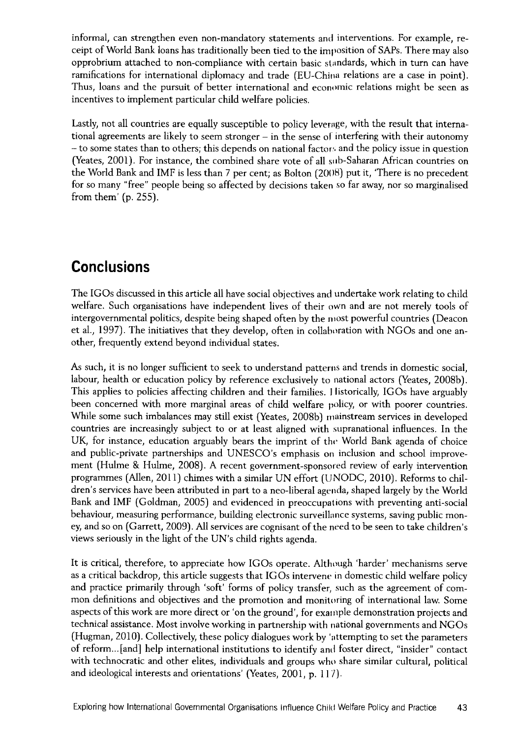informal, can strengthen even non-mandatory statements and interventions. For example, receipt of World Bank loans has traditionally been tied to the imposition of SAPs. There may also opprobrium attached to non-compliance with certain basic standards, which in turn can have ramifications for international diplomacy and trade (EU-China relations are a case in point). Thus, loans and the pursuit of better international and economic relations might be seen as incentives to implement particular child welfare policies.

Lastly, not all countries are equally susceptible to policy leverage, with the result that international agreements are likely to seem stronger – in the sense of interfering with their autonomy – to some states than to others; this depends on national factors and the policy issue in question (Yeates, 2001). For instance, the combined share vote of all sub-Saharan African countries on the World Bank and IMF is less than 7 per cent; as Bolton (2008) put it, 'There is no precedent for so many "free" people being so affected by decisions taken so far away, nor so marginalised from them' (p. 255).

## Conclusions

The IGOs discussed in this article all have social objectives and undertake work relating to child welfare. Such organisations have independent lives of their own and are not merely tools of intergovernmental politics, despite being shaped often by the most powerful countries (Deacon et al., 1997). The initiatives that they develop, often in collaboration with NGOs and one another, frequently extend beyond individual states.

As such, it is no longer sufficient to seek to understand patterns and trends in domestic social, labour, health or education policy by reference exclusively to national actors (Yeates, 2008b). This applies to policies affecting children and their families. Historically, IGOs have arguably been concerned with more marginal areas of child welfare policy, or with poorer countries. While some such imbalances may still exist (Yeates, 2008b) mainstream services in developed countries are increasingly subject to or at least aligned with supranational influences. In the UK, for instance, education arguably bears the imprint of the World Bank agenda of choice and public-private partnerships and UNESCO's emphasis on inclusion and school improvement (Hulme & Hulme, 2008). A recent government-sponsored review of early intervention programmes (Allen, 2011) chimes with a similar UN effort (UNODC, 2010). Reforms to children's services have been attributed in part to a neo-liberal agenda, shaped largely by the World Bank and IMF (Goldman, 2005) and evidenced in preoccupations with preventing anti-social behaviour, measuring performance, building electronic surveillance systems, saving public money, and so on (Garrett, 2009). All services are cognisant of the need to be seen to take children's views seriously in the light of the UN's child rights agenda.

It is critical, therefore, to appreciate how IGOs operate. Although 'harder' mechanisms serve as a critical backdrop, this article suggests that IGOs intervene in domestic child welfare policy and practice primarily through 'soft' forms of policy transfer, such as the agreement of common definitions and objectives and the promotion and monitoring of international law. Some aspects of this work are more direct or 'on the ground', for example demonstration projects and technical assistance. Most involve working in partnership with national governments and NGOs (Hugman, 2010). Collectively, these policy dialogues work by 'attempting to set the parameters of reform...[and] help international institutions to identify and foster direct, "insider" contact with technocratic and other elites, individuals and groups who share similar cultural, political and ideological interests and orientations' (Yeates, 2001, p. 117).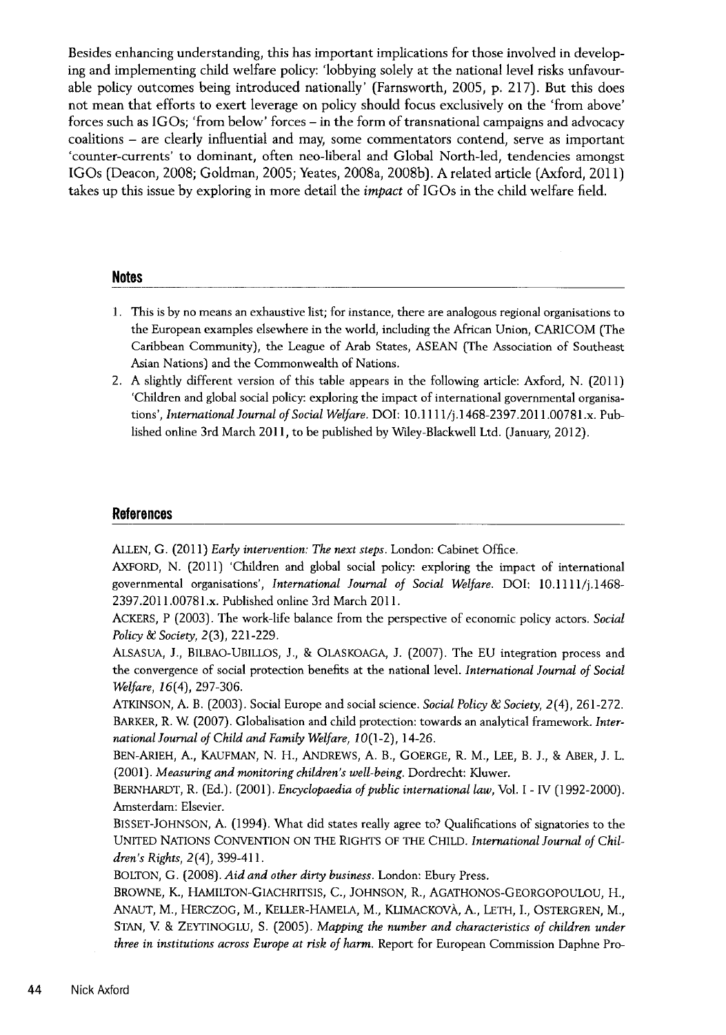Besides enhancing understanding, this has important implications for those involved in developing and implementing child welfare policy: 'lobbying solely at the national level risks unfavourable policy outcomes being introduced nationally' (Farnsworth, 2005, p. 217). But this does not mean that efforts to exert leverage on policy should focus exclusively on the 'from above' forces such as IGOs; 'from below' forces – in the form of transnational campaigns and advocacy coalitions – are clearly influential and may, some commentators contend, serve as important 'counter-currents' to dominant, often neo-liberal and Global North-led, tendencies amongst IGOs (Deacon, 2008; Goldman, 2005; Yeates, 2008a, 2008b). A related article (Axford, 2011) takes up this issue by exploring in more detail the *impact* of IGOs in the child welfare field.

## Notes

1. This is by no means an exhaustive list; for instance, there are analogous regional organisations to the European examples elsewhere in the world, including the African Union, CARICOM (The Caribbean Community), the League of Arab States, ASEAN (The Association of Southeast Asian Nations) and the Commonwealth of Nations.
2. A slightly different version of this table appears in the following article: Axford, N. (2011) 'Children and global social policy: exploring the impact of international governmental organisations', *International Journal of Social Welfare*. DOI: 10.1111/j.1468-2397.2011.00781.x. Published online 3rd March 2011, to be published by Wiley-Blackwell Ltd. (January, 2012).

## References

ALLEN, G. (2011) *Early intervention: The next steps*. London: Cabinet Office.

AXFORD, N. (2011) 'Children and global social policy: exploring the impact of international governmental organisations', *International Journal of Social Welfare*. DOI: 10.1111/j.1468-2397.2011.00781.x. Published online 3rd March 2011.

ACKERS, P (2003). The work-life balance from the perspective of economic policy actors. *Social Policy & Society, 2*(3), 221-229.

ALSASUA, J., BILBAO-UBILLOS, J., & OLASKOAGA, J. (2007). The EU integration process and the convergence of social protection benefits at the national level. *International Journal of Social Welfare, 16*(4), 297-306.

ATKINSON, A. B. (2003). Social Europe and social science. *Social Policy & Society, 2*(4), 261-272.

BARKER, R. W. (2007). Globalisation and child protection: towards an analytical framework. *International Journal of Child and Family Welfare, 10*(1-2), 14-26.

BEN-ARIEH, A., KAUFMAN, N. H., ANDREWS, A. B., GOERGE, R. M., LEE, B. J., & ABER, J. L. (2001). *Measuring and monitoring children's well-being*. Dordrecht: Kluwer.

BERNHARDT, R. (Ed.). (2001). *Encyclopaedia of public international law*, Vol. I - IV (1992-2000). Amsterdam: Elsevier.

BISSET-JOHNSON, A. (1994). What did states really agree to? Qualifications of signatories to the UNITED NATIONS CONVENTION ON THE RIGHTS OF THE CHILD. *International Journal of Children's Rights, 2*(4), 399-411.

BOLTON, G. (2008). *Aid and other dirty business*. London: Ebury Press.

BROWNE, K., HAMILTON-GIACHRITSIS, C., JOHNSON, R., AGATHONOS-GEORGOPOULOU, H., ANAUT, M., HERCZOG, M., KELLER-HAMELA, M., KLIMACKOVÀ, A., LETH, I., OSTERGREN, M., STAN, V. & ZEYTINOGLU, S. (2005). *Mapping the number and characteristics of children under three in institutions across Europe at risk of harm*. Report for European Commission Daphne Pro-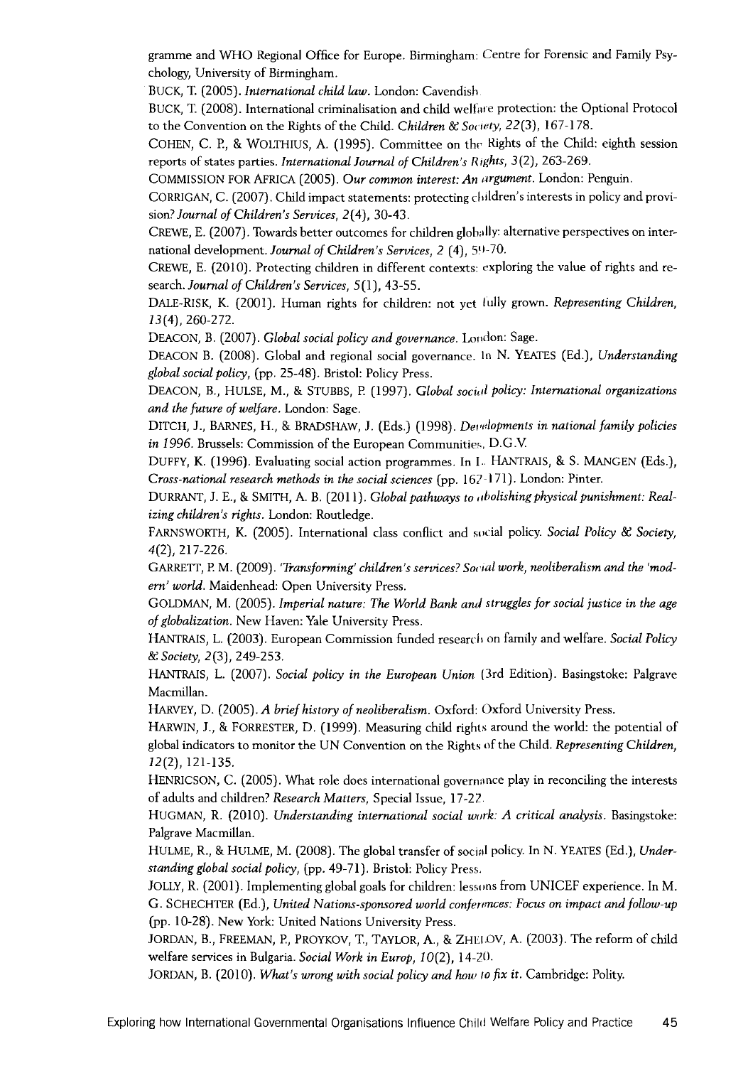gramme and WHO Regional Office for Europe. Birmingham: Centre for Forensic and Family Psychology, University of Birmingham.

BUCK, T. (2005). *International child law.* London: Cavendish.

BUCK, T. (2008). International criminalisation and child welfare protection: the Optional Protocol to the Convention on the Rights of the Child. *Children & Society, 22*(3), 167-178.

COHEN, C. P., & WOLTHIUS, A. (1995). Committee on the Rights of the Child: eighth session reports of states parties. *International Journal of Children's Rights, 3*(2), 263-269.

COMMISSION FOR AFRICA (2005). *Our common interest: An argument.* London: Penguin.

CORRIGAN, C. (2007). Child impact statements: protecting children's interests in policy and provision? *Journal of Children's Services, 2*(4), 30-43.

CREWE, E. (2007). Towards better outcomes for children globally: alternative perspectives on international development. *Journal of Children's Services, 2* (4), 59-70.

CREWE, E. (2010). Protecting children in different contexts: exploring the value of rights and research. *Journal of Children's Services, 5*(1), 43-55.

DALE-RISK, K. (2001). Human rights for children: not yet fully grown. *Representing Children, 13*(4), 260-272.

DEACON, B. (2007). *Global social policy and governance.* London: Sage.

DEACON B. (2008). Global and regional social governance. In N. YEATES (Ed.), *Understanding global social policy,* (pp. 25-48). Bristol: Policy Press.

DEACON, B., HULSE, M., & STUBBS, P. (1997). *Global social policy: International organizations and the future of welfare.* London: Sage.

DITCH, J., BARNES, H., & BRADSHAW, J. (Eds.) (1998). *Developments in national family policies in 1996.* Brussels: Commission of the European Communities, D.G.V.

DUFFY, K. (1996). Evaluating social action programmes. In L. HANTRAIS, & S. MANGEN (Eds.), *Cross-national research methods in the social sciences* (pp. 167-171). London: Pinter.

DURRANT, J. E., & SMITH, A. B. (2011). *Global pathways to abolishing physical punishment: Realizing children's rights.* London: Routledge.

FARNSWORTH, K. (2005). International class conflict and social policy. *Social Policy & Society, 4*(2), 217-226.

GARRETT, P. M. (2009). *'Transforming' children's services? Social work, neoliberalism and the 'modern' world.* Maidenhead: Open University Press.

GOLDMAN, M. (2005). *Imperial nature: The World Bank and struggles for social justice in the age of globalization.* New Haven: Yale University Press.

HANTRAIS, L. (2003). European Commission funded research on family and welfare. *Social Policy & Society, 2*(3), 249-253.

HANTRAIS, L. (2007). *Social policy in the European Union* (3rd Edition). Basingstoke: Palgrave Macmillan.

HARVEY, D. (2005). *A brief history of neoliberalism.* Oxford: Oxford University Press.

HARWIN, J., & FORRESTER, D. (1999). Measuring child rights around the world: the potential of global indicators to monitor the UN Convention on the Rights of the Child. *Representing Children, 12*(2), 121-135.

HENRICSON, C. (2005). What role does international governance play in reconciling the interests of adults and children? *Research Matters,* Special Issue, 17-22.

HUGMAN, R. (2010). *Understanding international social work: A critical analysis.* Basingstoke: Palgrave Macmillan.

HULME, R., & HULME, M. (2008). The global transfer of social policy. In N. YEATES (Ed.), *Understanding global social policy,* (pp. 49-71). Bristol: Policy Press.

JOLLY, R. (2001). Implementing global goals for children: lessons from UNICEF experience. In M. G. SCHECHTER (Ed.), *United Nations-sponsored world conferences: Focus on impact and follow-up* (pp. 10-28). New York: United Nations University Press.

JORDAN, B., FREEMAN, P., PROYKOV, T., TAYLOR, A., & ZHELOV, A. (2003). The reform of child welfare services in Bulgaria. *Social Work in Europ, 10*(2), 14-20.

JORDAN, B. (2010). *What's wrong with social policy and how to fix it.* Cambridge: Polity.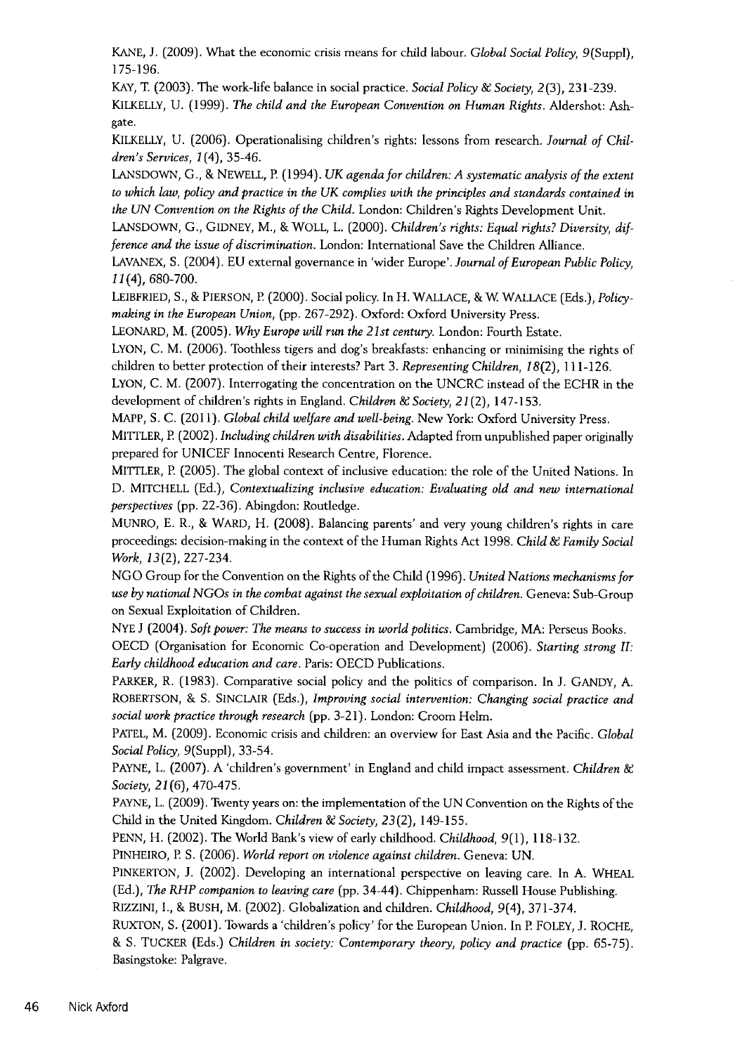KANE, J. (2009). What the economic crisis means for child labour. *Global Social Policy, 9*(Suppl), 175-196.

KAY, T. (2003). The work-life balance in social practice. *Social Policy & Society, 2*(3), 231-239.

KILKELLY, U. (1999). *The child and the European Convention on Human Rights*. Aldershot: Ashgate.

KILKELLY, U. (2006). Operationalising children's rights: lessons from research. *Journal of Children's Services, 1*(4), 35-46.

LANSDOWN, G., & NEWELL, P. (1994). *UK agenda for children: A systematic analysis of the extent to which law, policy and practice in the UK complies with the principles and standards contained in the UN Convention on the Rights of the Child*. London: Children's Rights Development Unit.

LANSDOWN, G., GIDNEY, M., & WOLL, L. (2000). *Children's rights: Equal rights? Diversity, difference and the issue of discrimination*. London: International Save the Children Alliance.

LAVANEX, S. (2004). EU external governance in 'wider Europe'. *Journal of European Public Policy, 11*(4), 680-700.

LEIBFRIED, S., & PIERSON, P. (2000). Social policy. In H. WALLACE, & W. WALLACE (Eds.), *Policy-making in the European Union*, (pp. 267-292). Oxford: Oxford University Press.

LEONARD, M. (2005). *Why Europe will run the 21st century*. London: Fourth Estate.

LYON, C. M. (2006). Toothless tigers and dog's breakfasts: enhancing or minimising the rights of children to better protection of their interests? Part 3. *Representing Children, 18*(2), 111-126.

LYON, C. M. (2007). Interrogating the concentration on the UNCRC instead of the ECHR in the development of children's rights in England. *Children & Society, 21*(2), 147-153.

MAPP, S. C. (2011). *Global child welfare and well-being*. New York: Oxford University Press.

MITTLER, P. (2002). *Including children with disabilities*. Adapted from unpublished paper originally prepared for UNICEF Innocenti Research Centre, Florence.

MITTLER, P. (2005). The global context of inclusive education: the role of the United Nations. In D. MITCHELL (Ed.), *Contextualizing inclusive education: Evaluating old and new international perspectives* (pp. 22-36). Abingdon: Routledge.

MUNRO, E. R., & WARD, H. (2008). Balancing parents' and very young children's rights in care proceedings: decision-making in the context of the Human Rights Act 1998. *Child & Family Social Work, 13*(2), 227-234.

NGO Group for the Convention on the Rights of the Child (1996). *United Nations mechanisms for use by national NGOs in the combat against the sexual exploitation of children*. Geneva: Sub-Group on Sexual Exploitation of Children.

NYE J (2004). *Soft power: The means to success in world politics*. Cambridge, MA: Perseus Books.

OECD (Organisation for Economic Co-operation and Development) (2006). *Starting strong II: Early childhood education and care*. Paris: OECD Publications.

PARKER, R. (1983). Comparative social policy and the politics of comparison. In J. GANDY, A. ROBERTSON, & S. SINCLAIR (Eds.), *Improving social intervention: Changing social practice and social work practice through research* (pp. 3-21). London: Croom Helm.

PATEL, M. (2009). Economic crisis and children: an overview for East Asia and the Pacific. *Global Social Policy, 9*(Suppl), 33-54.

PAYNE, L. (2007). A 'children's government' in England and child impact assessment. *Children & Society, 21*(6), 470-475.

PAYNE, L. (2009). Twenty years on: the implementation of the UN Convention on the Rights of the Child in the United Kingdom. *Children & Society, 23*(2), 149-155.

PENN, H. (2002). The World Bank's view of early childhood. *Childhood, 9*(1), 118-132.

PINHEIRO, P. S. (2006). *World report on violence against children*. Geneva: UN.

PINKERTON, J. (2002). Developing an international perspective on leaving care. In A. WHEAL (Ed.), *The RHP companion to leaving care* (pp. 34-44). Chippenham: Russell House Publishing.

RIZZINI, I., & BUSH, M. (2002). Globalization and children. *Childhood, 9*(4), 371-374.

RUXTON, S. (2001). Towards a 'children's policy' for the European Union. In P. FOLEY, J. ROCHE, & S. TUCKER (Eds.) *Children in society: Contemporary theory, policy and practice* (pp. 65-75). Basingstoke: Palgrave.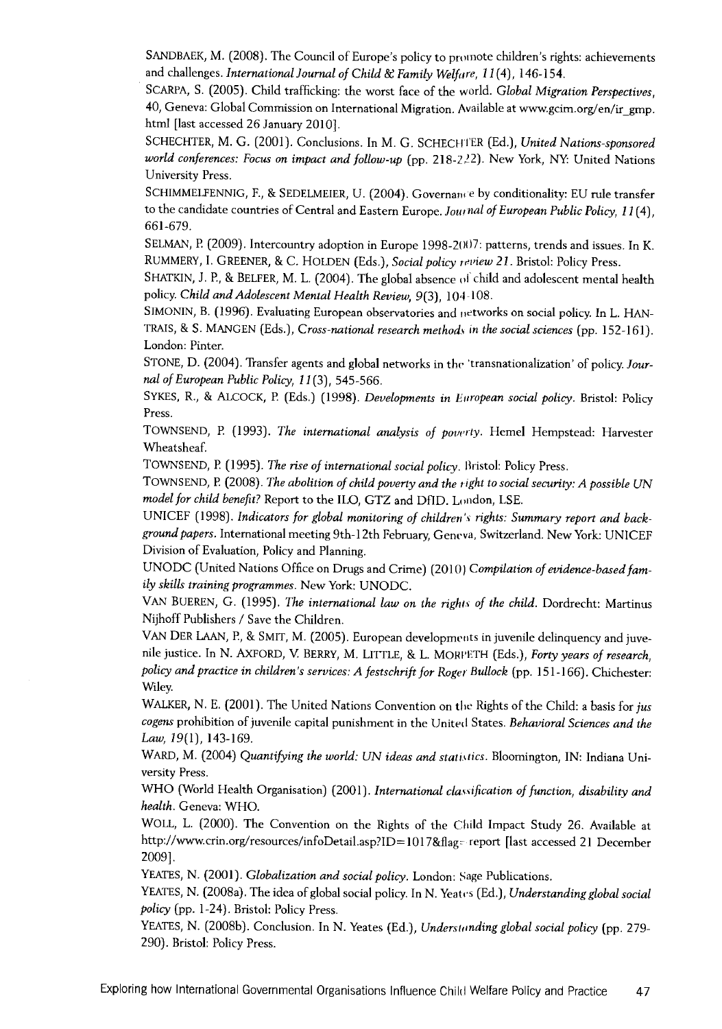SANDBAEK, M. (2008). The Council of Europe's policy to promote children's rights: achievements and challenges. *International Journal of Child & Family Welfare, 11*(4), 146-154.

SCARPA, S. (2005). Child trafficking: the worst face of the world. *Global Migration Perspectives*, 40, Geneva: Global Commission on International Migration. Available at www.gcim.org/en/ir_gmp.html [last accessed 26 January 2010].

SCHECHTER, M. G. (2001). Conclusions. In M. G. SCHECHTER (Ed.), *United Nations-sponsored world conferences: Focus on impact and follow-up* (pp. 218-222). New York, NY: United Nations University Press.

SCHIMMELFENNIG, F., & SEDELMEIER, U. (2004). Governance by conditionality: EU rule transfer to the candidate countries of Central and Eastern Europe. *Journal of European Public Policy, 11*(4), 661-679.

SELMAN, P. (2009). Intercountry adoption in Europe 1998-2007: patterns, trends and issues. In K. RUMMERY, I. GREENER, & C. HOLDEN (Eds.), *Social policy review 21*. Bristol: Policy Press.

SHATKIN, J. P., & BELFER, M. L. (2004). The global absence of child and adolescent mental health policy. *Child and Adolescent Mental Health Review, 9*(3), 104-108.

SIMONIN, B. (1996). Evaluating European observatories and networks on social policy. In L. HANTRAIS, & S. MANGEN (Eds.), *Cross-national research methods in the social sciences* (pp. 152-161). London: Pinter.

STONE, D. (2004). Transfer agents and global networks in the 'transnationalization' of policy. *Journal of European Public Policy, 11*(3), 545-566.

SYKES, R., & ALCOCK, P. (Eds.) (1998). *Developments in European social policy*. Bristol: Policy Press.

TOWNSEND, P. (1993). *The international analysis of poverty*. Hemel Hempstead: Harvester Wheatsheaf.

TOWNSEND, P. (1995). *The rise of international social policy*. Bristol: Policy Press.

TOWNSEND, P. (2008). *The abolition of child poverty and the right to social security: A possible UN model for child benefit?* Report to the ILO, GTZ and DfID. London, LSE.

UNICEF (1998). *Indicators for global monitoring of children's rights: Summary report and background papers*. International meeting 9th-12th February, Geneva, Switzerland. New York: UNICEF Division of Evaluation, Policy and Planning.

UNODC (United Nations Office on Drugs and Crime) (2010) *Compilation of evidence-based family skills training programmes*. New York: UNODC.

VAN BUEREN, G. (1995). *The international law on the rights of the child*. Dordrecht: Martinus Nijhoff Publishers / Save the Children.

VAN DER LAAN, P., & SMIT, M. (2005). European developments in juvenile delinquency and juvenile justice. In N. AXFORD, V. BERRY, M. LITTLE, & L. MORPETH (Eds.), *Forty years of research, policy and practice in children's services: A festschrift for Roger Bullock* (pp. 151-166). Chichester: Wiley.

WALKER, N. E. (2001). The United Nations Convention on the Rights of the Child: a basis for *jus cogens* prohibition of juvenile capital punishment in the United States. *Behavioral Sciences and the Law, 19*(1), 143-169.

WARD, M. (2004) *Quantifying the world: UN ideas and statistics*. Bloomington, IN: Indiana University Press.

WHO (World Health Organisation) (2001). *International classification of function, disability and health*. Geneva: WHO.

WOLL, L. (2000). The Convention on the Rights of the Child Impact Study 26. Available at http://www.crin.org/resources/infoDetail.asp?ID=1017&flag=report [last accessed 21 December 2009].

YEATES, N. (2001). *Globalization and social policy*. London: Sage Publications.

YEATES, N. (2008a). The idea of global social policy. In N. Yeates (Ed.), *Understanding global social policy* (pp. 1-24). Bristol: Policy Press.

YEATES, N. (2008b). Conclusion. In N. Yeates (Ed.), *Understanding global social policy* (pp. 279-290). Bristol: Policy Press.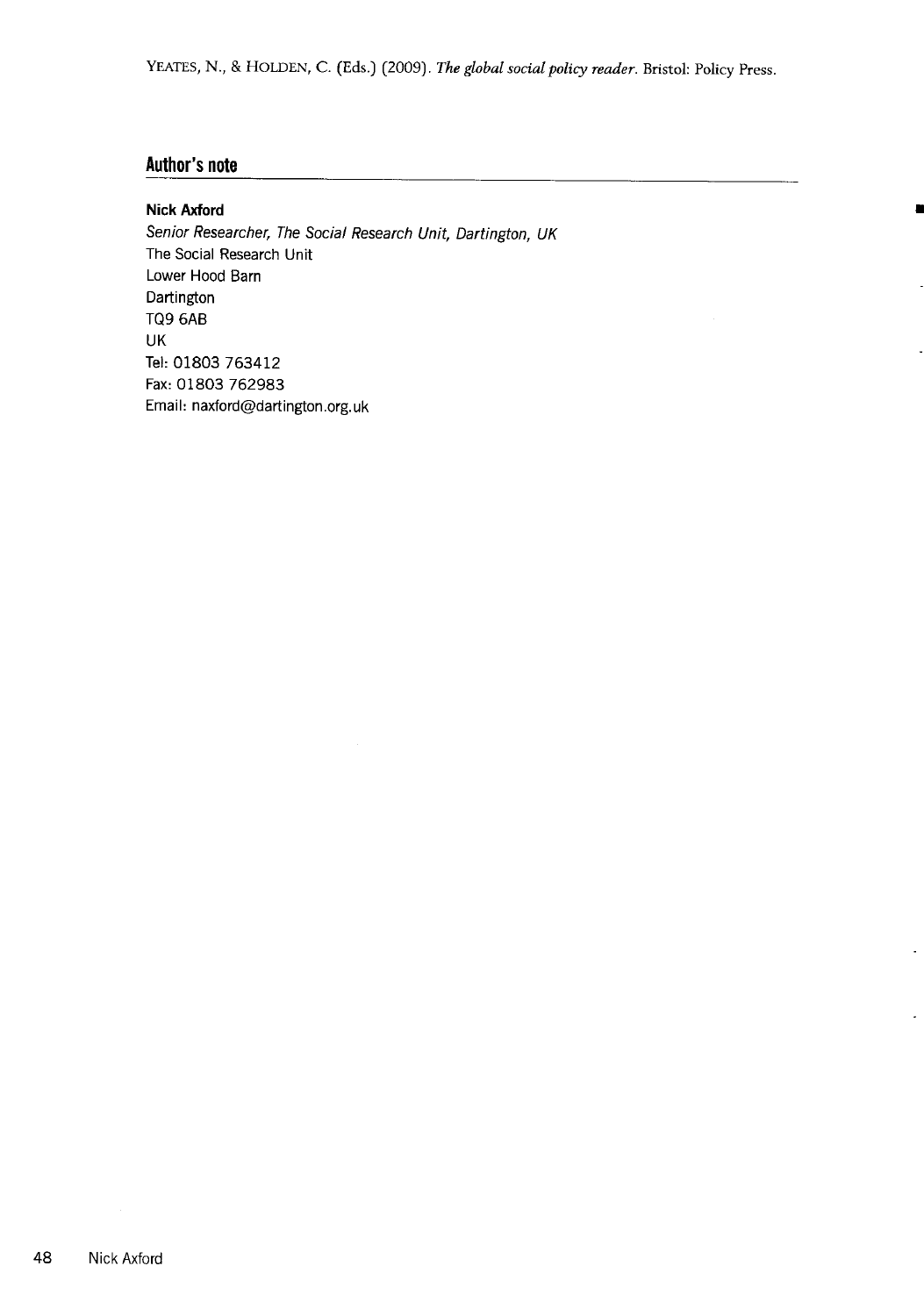YEATES, N., & HOLDEN, C. (Eds.) (2009). *The global social policy reader*. Bristol: Policy Press.

## Author's note

**Nick Axford**

*Senior Researcher, The Social Research Unit, Dartington, UK*
The Social Research Unit
Lower Hood Barn
Dartington
TQ9 6AB
UK
Tel: 01803 763412
Fax: 01803 762983
Email: naxford@dartington.org.uk